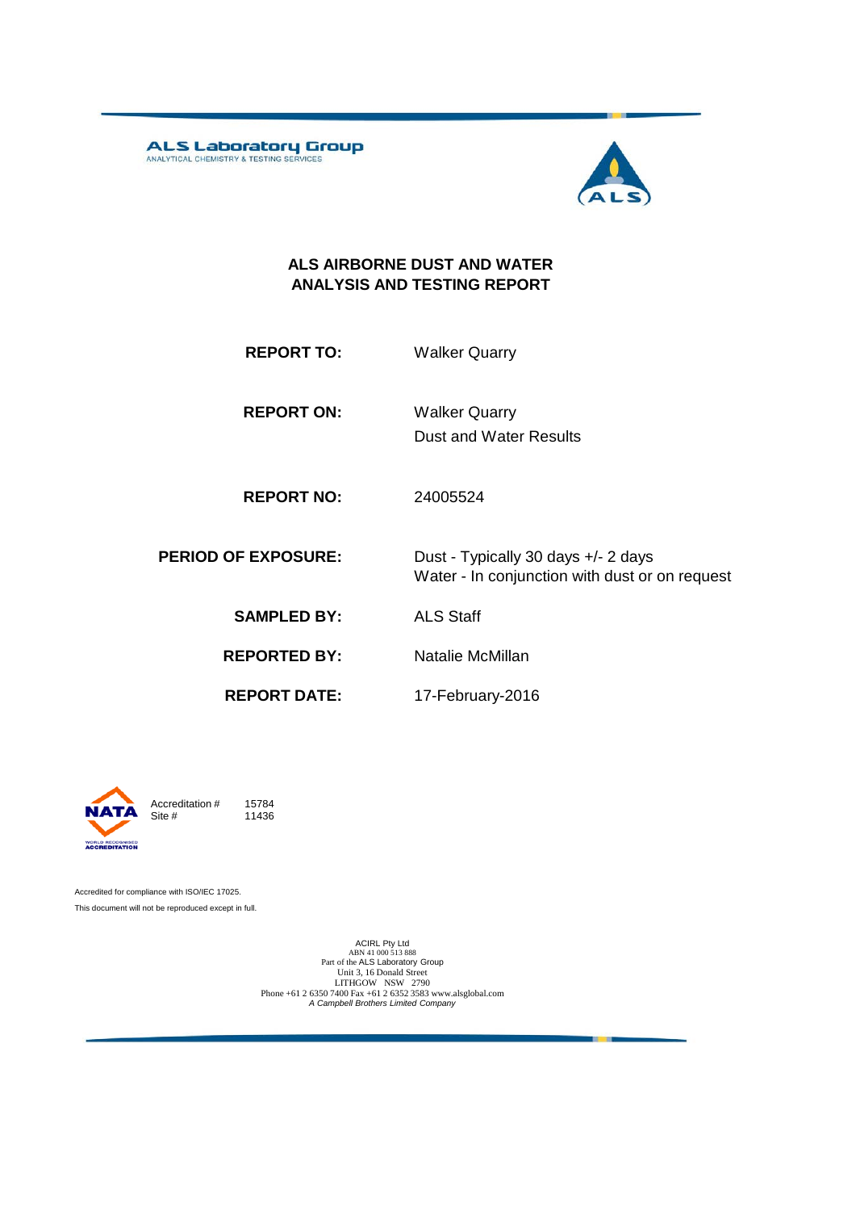ALS Laboratory Group
ANALYTICAL CHEMISTRY & TESTING SERVICES

# ALS AIRBORNE DUST AND WATER ANALYSIS AND TESTING REPORT

| | |
|---|---|
| **REPORT TO:** | Walker Quarry |
| **REPORT ON:** | Walker Quarry<br>Dust and Water Results |
| **REPORT NO:** | 24005524 |
| **PERIOD OF EXPOSURE:** | Dust - Typically 30 days +/- 2 days<br>Water - In conjunction with dust or on request |
| **SAMPLED BY:** | ALS Staff |
| **REPORTED BY:** | Natalie McMillan |
| **REPORT DATE:** | 17-February-2016 |

NATA WORLD RECOGNISED ACCREDITATION

Accreditation # 15784
Site # 11436

Accredited for compliance with ISO/IEC 17025.
This document will not be reproduced except in full.

ACIRL Pty Ltd
ABN 41 000 513 888
Part of the ALS Laboratory Group
Unit 3, 16 Donald Street
LITHGOW NSW 2790
Phone +61 2 6350 7400 Fax +61 2 6352 3583 www.alsglobal.com
*A Campbell Brothers Limited Company*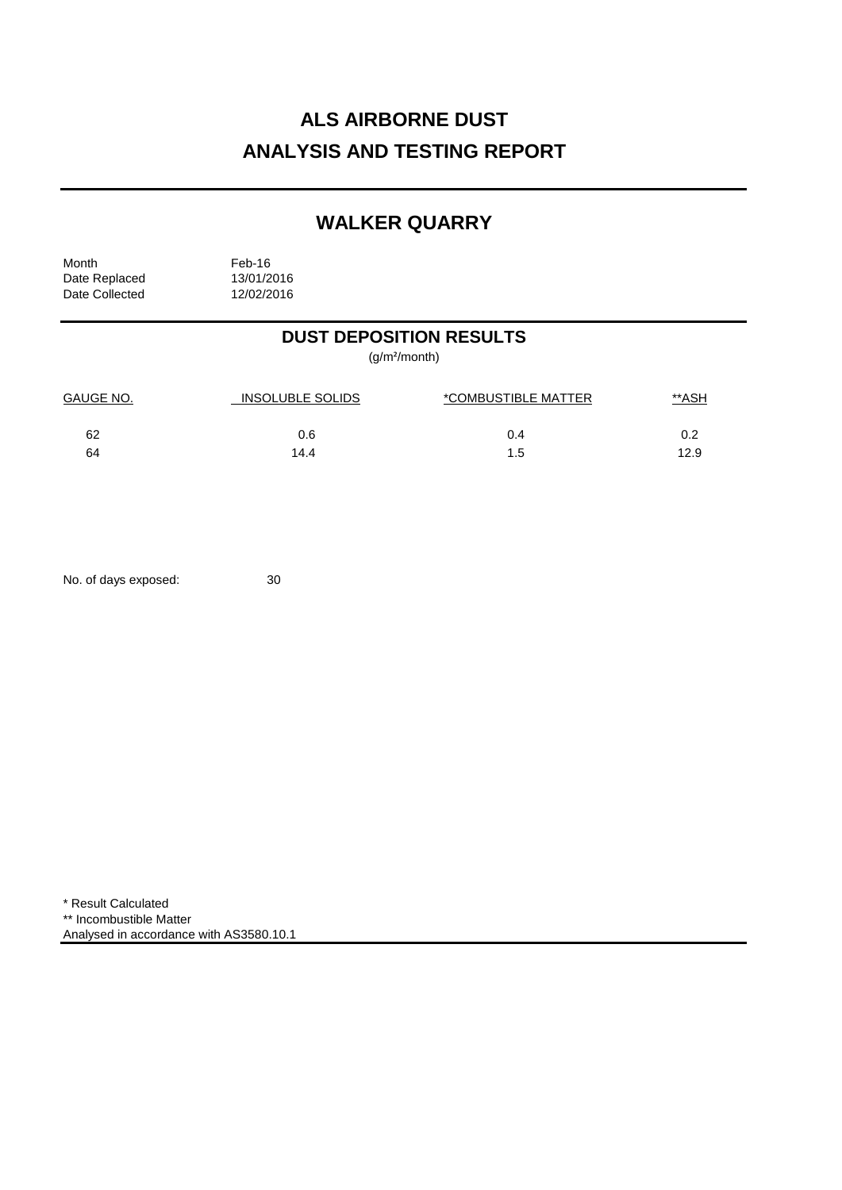# ALS AIRBORNE DUST
# ANALYSIS AND TESTING REPORT

## WALKER QUARRY

Month Feb-16
Date Replaced 13/01/2016
Date Collected 12/02/2016

## DUST DEPOSITION RESULTS

(g/m²/month)

| GAUGE NO. | INSOLUBLE SOLIDS | *COMBUSTIBLE MATTER | **ASH |
|---|---|---|---|
| 62 | 0.6 | 0.4 | 0.2 |
| 64 | 14.4 | 1.5 | 12.9 |

No. of days exposed: 30

* Result Calculated
** Incombustible Matter
Analysed in accordance with AS3580.10.1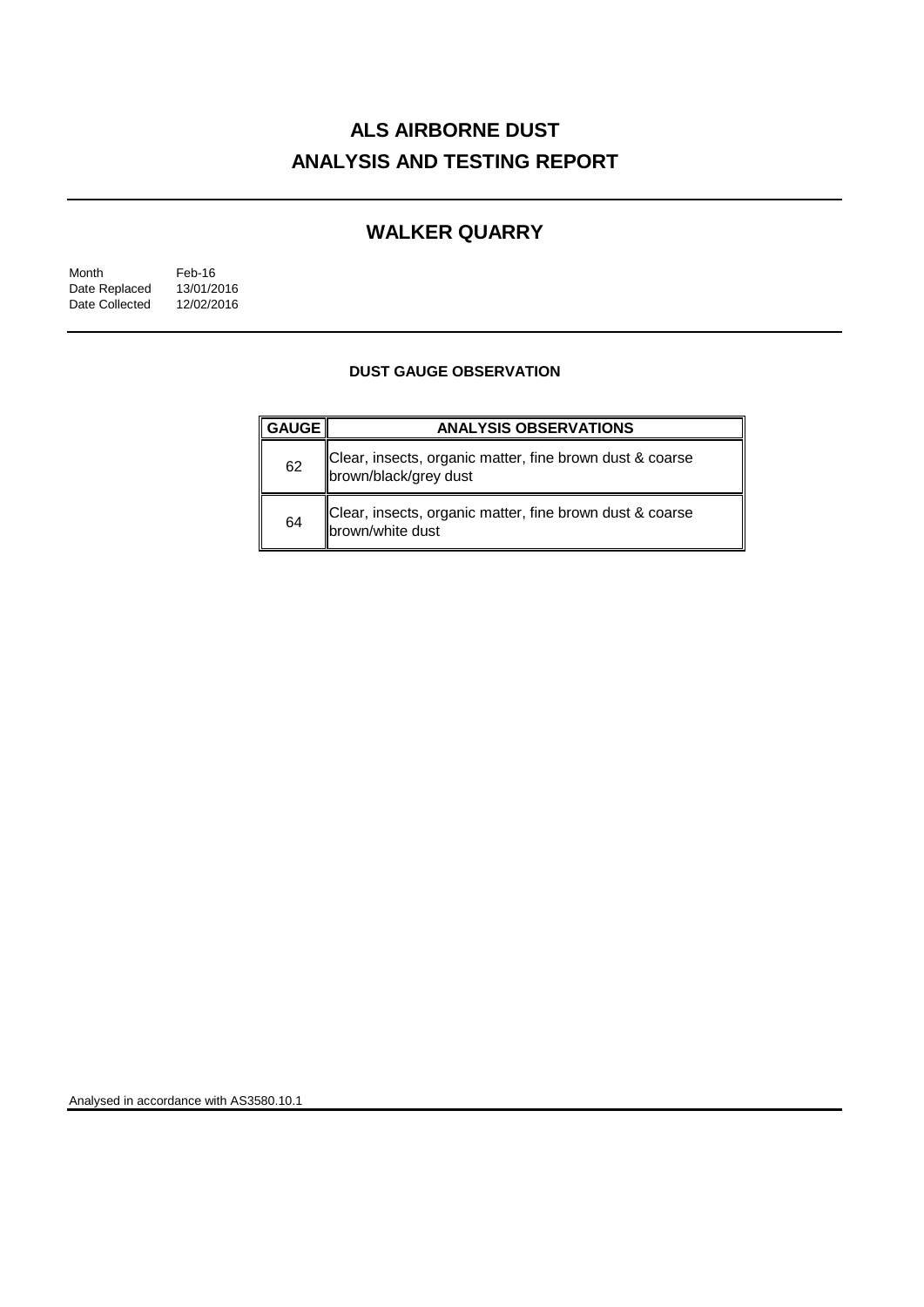# ALS AIRBORNE DUST
# ANALYSIS AND TESTING REPORT

## WALKER QUARRY

| | |
|---|---|
| Month | Feb-16 |
| Date Replaced | 13/01/2016 |
| Date Collected | 12/02/2016 |

### DUST GAUGE OBSERVATION

| GAUGE | ANALYSIS OBSERVATIONS |
|---|---|
| 62 | Clear, insects, organic matter, fine brown dust & coarse brown/black/grey dust |
| 64 | Clear, insects, organic matter, fine brown dust & coarse brown/white dust |

Analysed in accordance with AS3580.10.1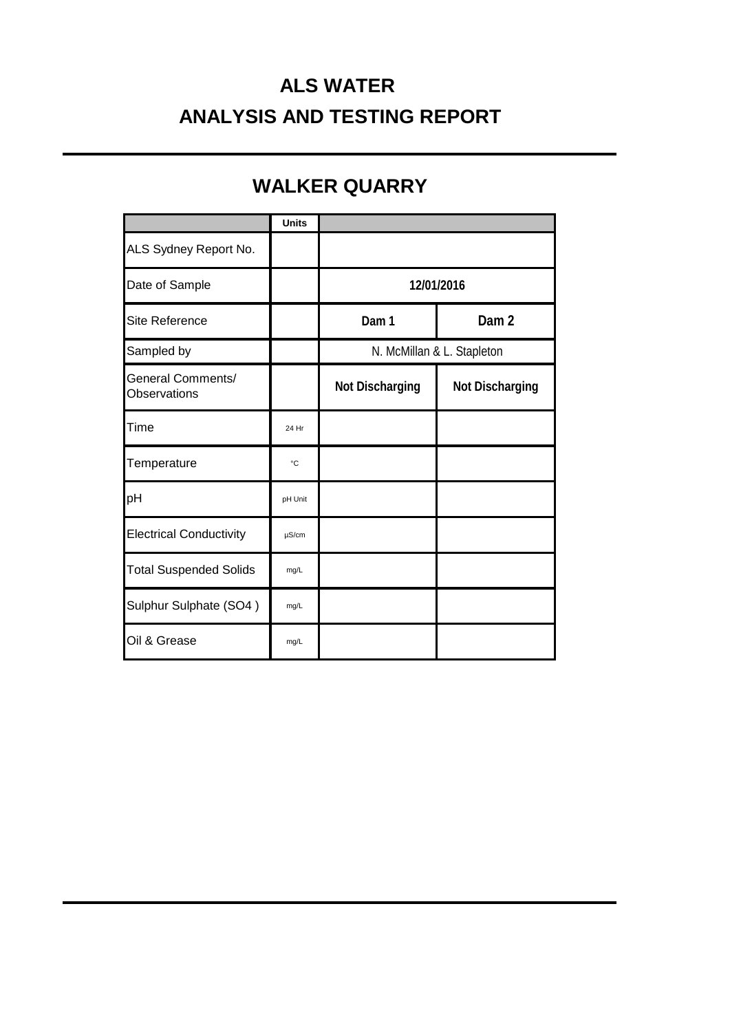# ALS WATER

# ANALYSIS AND TESTING REPORT

## WALKER QUARRY

| | Units | | |
|---|---|---|---|
| ALS Sydney Report No. | | | |
| Date of Sample | | **12/01/2016** | |
| Site Reference | | **Dam 1** | **Dam 2** |
| Sampled by | | N. McMillan & L. Stapleton | |
| General Comments/ Observations | | **Not Discharging** | **Not Discharging** |
| Time | 24 Hr | | |
| Temperature | °C | | |
| pH | pH Unit | | |
| Electrical Conductivity | µS/cm | | |
| Total Suspended Solids | mg/L | | |
| Sulphur Sulphate (SO4 ) | mg/L | | |
| Oil & Grease | mg/L | | |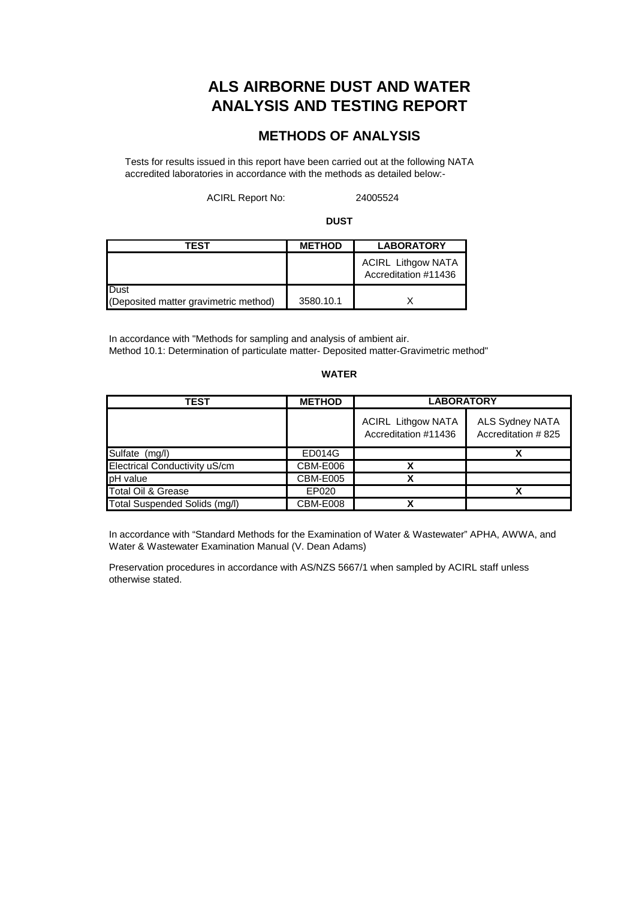# ALS AIRBORNE DUST AND WATER ANALYSIS AND TESTING REPORT

## METHODS OF ANALYSIS

Tests for results issued in this report have been carried out at the following NATA accredited laboratories in accordance with the methods as detailed below:-

ACIRL Report No: 24005524

**DUST**

| TEST | METHOD | LABORATORY |
|---|---|---|
| | | ACIRL Lithgow NATA Accreditation #11436 |
| Dust (Deposited matter gravimetric method) | 3580.10.1 | X |

In accordance with "Methods for sampling and analysis of ambient air.
Method 10.1: Determination of particulate matter- Deposited matter-Gravimetric method"

**WATER**

| TEST | METHOD | LABORATORY | |
|---|---|---|---|
| | | ACIRL Lithgow NATA Accreditation #11436 | ALS Sydney NATA Accreditation # 825 |
| Sulfate (mg/l) | ED014G | | X |
| Electrical Conductivity uS/cm | CBM-E006 | X | |
| pH value | CBM-E005 | X | |
| Total Oil & Grease | EP020 | | X |
| Total Suspended Solids (mg/l) | CBM-E008 | X | |

In accordance with "Standard Methods for the Examination of Water & Wastewater" APHA, AWWA, and Water & Wastewater Examination Manual (V. Dean Adams)

Preservation procedures in accordance with AS/NZS 5667/1 when sampled by ACIRL staff unless otherwise stated.